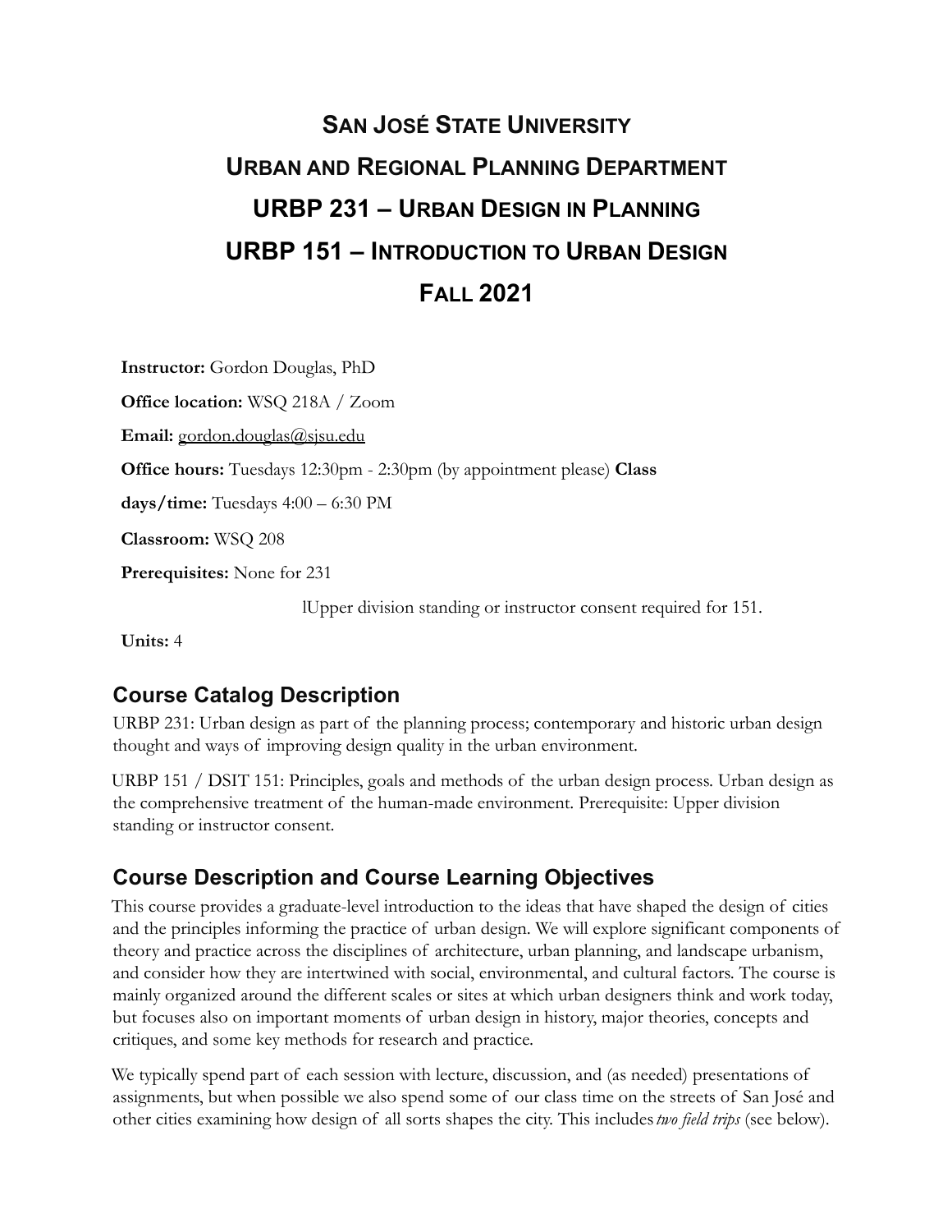# San José State University

# Urban and Regional Planning Department

# URBP 231 – Urban Design in Planning

# URBP 151 – Introduction to Urban Design

# Fall 2021

**Instructor:** Gordon Douglas, PhD

**Office location:** WSQ 218A / Zoom

**Email:** gordon.douglas@sjsu.edu

**Office hours:** Tuesdays 12:30pm - 2:30pm (by appointment please)

**Class days/time:** Tuesdays 4:00 – 6:30 PM

**Classroom:** WSQ 208

**Prerequisites:** None for 231

lUpper division standing or instructor consent required for 151.

**Units:** 4

## Course Catalog Description

URBP 231: Urban design as part of the planning process; contemporary and historic urban design thought and ways of improving design quality in the urban environment.

URBP 151 / DSIT 151: Principles, goals and methods of the urban design process. Urban design as the comprehensive treatment of the human-made environment. Prerequisite: Upper division standing or instructor consent.

## Course Description and Course Learning Objectives

This course provides a graduate-level introduction to the ideas that have shaped the design of cities and the principles informing the practice of urban design. We will explore significant components of theory and practice across the disciplines of architecture, urban planning, and landscape urbanism, and consider how they are intertwined with social, environmental, and cultural factors. The course is mainly organized around the different scales or sites at which urban designers think and work today, but focuses also on important moments of urban design in history, major theories, concepts and critiques, and some key methods for research and practice.

We typically spend part of each session with lecture, discussion, and (as needed) presentations of assignments, but when possible we also spend some of our class time on the streets of San José and other cities examining how design of all sorts shapes the city. This includes *two field trips* (see below).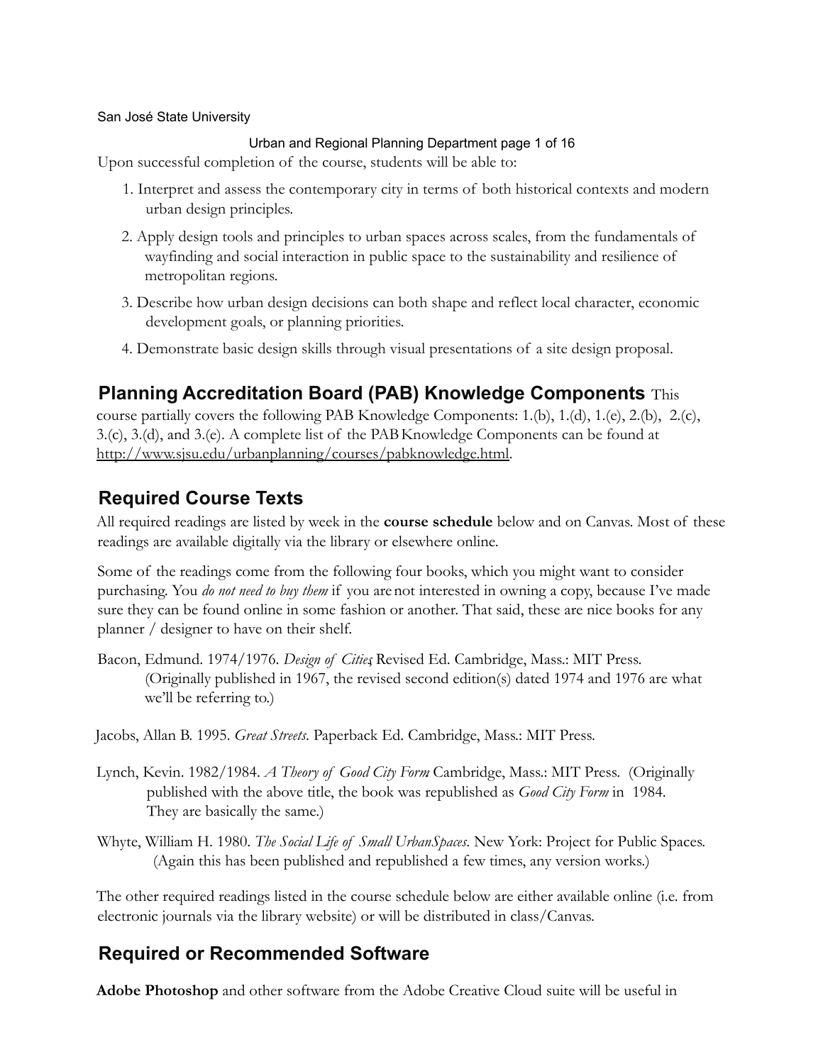Upon successful completion of the course, students will be able to:

1. Interpret and assess the contemporary city in terms of both historical contexts and modern urban design principles.
2. Apply design tools and principles to urban spaces across scales, from the fundamentals of wayfinding and social interaction in public space to the sustainability and resilience of metropolitan regions.
3. Describe how urban design decisions can both shape and reflect local character, economic development goals, or planning priorities.
4. Demonstrate basic design skills through visual presentations of a site design proposal.

## Planning Accreditation Board (PAB) Knowledge Components

This course partially covers the following PAB Knowledge Components: 1.(b), 1.(d), 1.(e), 2.(b), 2.(c), 3.(c), 3.(d), and 3.(e). A complete list of the PAB Knowledge Components can be found at http://www.sjsu.edu/urbanplanning/courses/pabknowledge.html.

## Required Course Texts

All required readings are listed by week in the **course schedule** below and on Canvas. Most of these readings are available digitally via the library or elsewhere online.

Some of the readings come from the following four books, which you might want to consider purchasing. You *do not need to buy them* if you are not interested in owning a copy, because I've made sure they can be found online in some fashion or another. That said, these are nice books for any planner / designer to have on their shelf.

Bacon, Edmund. 1974/1976. *Design of Cities*, Revised Ed. Cambridge, Mass.: MIT Press. (Originally published in 1967, the revised second edition(s) dated 1974 and 1976 are what we'll be referring to.)

Jacobs, Allan B. 1995. *Great Streets*. Paperback Ed. Cambridge, Mass.: MIT Press.

Lynch, Kevin. 1982/1984. *A Theory of Good City Form* Cambridge, Mass.: MIT Press. (Originally published with the above title, the book was republished as *Good City Form* in 1984. They are basically the same.)

Whyte, William H. 1980. *The Social Life of Small UrbanSpaces*. New York: Project for Public Spaces. (Again this has been published and republished a few times, any version works.)

The other required readings listed in the course schedule below are either available online (i.e. from electronic journals via the library website) or will be distributed in class/Canvas.

## Required or Recommended Software

**Adobe Photoshop** and other software from the Adobe Creative Cloud suite will be useful in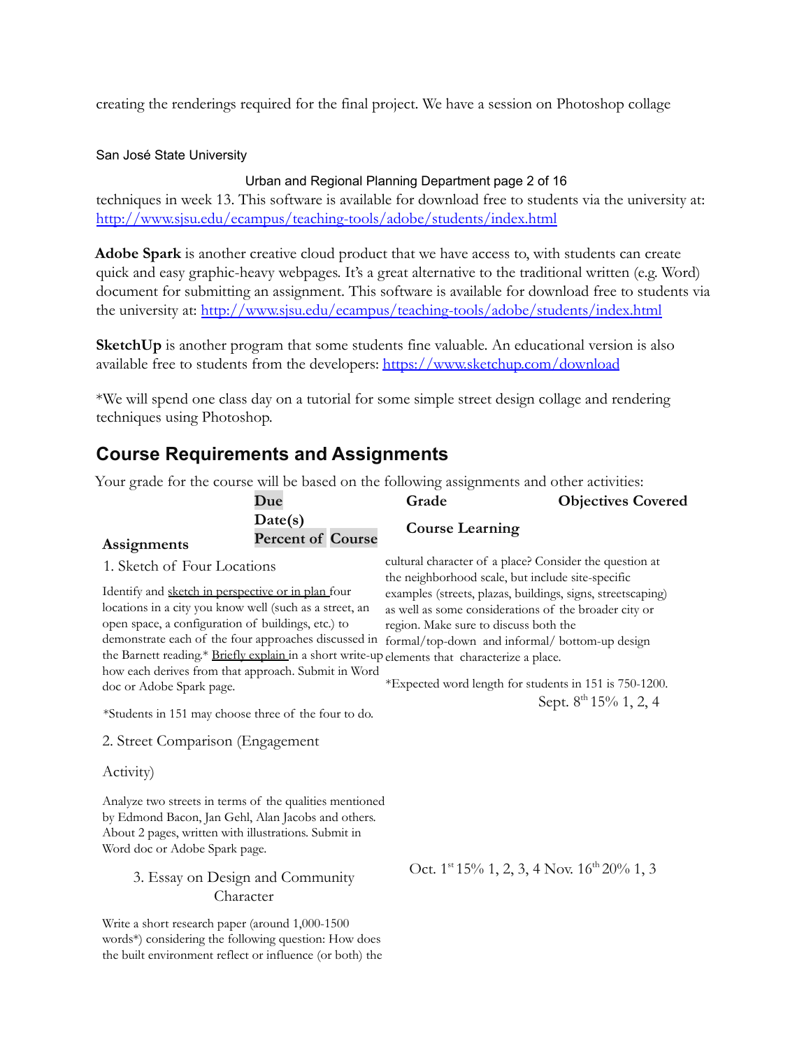creating the renderings required for the final project. We have a session on Photoshop collage techniques in week 13. This software is available for download free to students via the university at: http://www.sjsu.edu/ecampus/teaching-tools/adobe/students/index.html

**Adobe Spark** is another creative cloud product that we have access to, with students can create quick and easy graphic-heavy webpages. It's a great alternative to the traditional written (e.g. Word) document for submitting an assignment. This software is available for download free to students via the university at: http://www.sjsu.edu/ecampus/teaching-tools/adobe/students/index.html

**SketchUp** is another program that some students fine valuable. An educational version is also available free to students from the developers: https://www.sketchup.com/download

*We will spend one class day on a tutorial for some simple street design collage and rendering techniques using Photoshop.

## Course Requirements and Assignments

Your grade for the course will be based on the following assignments and other activities:

| Assignments | Due Date(s) | Grade Percent of Course | Course Learning Objectives Covered |
|---|---|---|---|
| 1. Sketch of Four Locations<br><br>Identify and sketch in perspective or in plan four locations in a city you know well (such as a street, an open space, a configuration of buildings, etc.) to demonstrate each of the four approaches discussed in the Barnett reading.* Briefly explain in a short write-up how each derives from that approach. Submit in Word doc or Adobe Spark page.<br><br>*Students in 151 may choose three of the four to do. | Sept. 8th | 15% | 1, 2, 4 |
| 2. Street Comparison (Engagement Activity)<br><br>Analyze two streets in terms of the qualities mentioned by Edmond Bacon, Jan Gehl, Alan Jacobs and others. About 2 pages, written with illustrations. Submit in Word doc or Adobe Spark page. | Oct. 1st | 15% | 1, 2, 3, 4 |
| 3. Essay on Design and Community Character<br><br>Write a short research paper (around 1,000-1500 words*) considering the following question: How does the built environment reflect or influence (or both) the cultural character of a place? Consider the question at the neighborhood scale, but include site-specific examples (streets, plazas, buildings, signs, streetscaping) as well as some considerations of the broader city or region. Make sure to discuss both the formal/top-down and informal/ bottom-up design elements that characterize a place.<br><br>*Expected word length for students in 151 is 750-1200. | Nov. 16th | 20% | 1, 3 |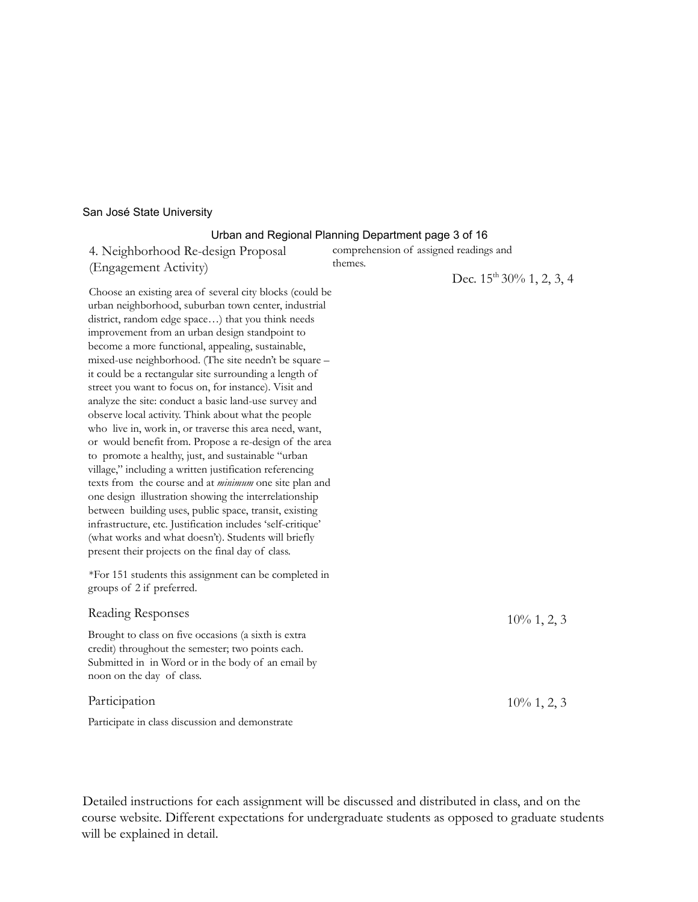| Assignment | Description | Due | Weight | Learning Outcomes |
|---|---|---|---|---|
| 4. Neighborhood Re-design Proposal (Engagement Activity) | Choose an existing area of several city blocks (could be urban neighborhood, suburban town center, industrial district, random edge space…) that you think needs improvement from an urban design standpoint to become a more functional, appealing, sustainable, mixed-use neighborhood. (The site needn't be square – it could be a rectangular site surrounding a length of street you want to focus on, for instance). Visit and analyze the site: conduct a basic land-use survey and observe local activity. Think about what the people who live in, work in, or traverse this area need, want, or would benefit from. Propose a re-design of the area to promote a healthy, just, and sustainable "urban village," including a written justification referencing texts from the course and at *minimum* one site plan and one design illustration showing the interrelationship between building uses, public space, transit, existing infrastructure, etc. Justification includes 'self-critique' (what works and what doesn't). Students will briefly present their projects on the final day of class. *For 151 students this assignment can be completed in groups of 2 if preferred. | Dec. 15th | 30% | 1, 2, 3, 4 |
| Reading Responses | Brought to class on five occasions (a sixth is extra credit) throughout the semester; two points each. Submitted in in Word or in the body of an email by noon on the day of class. | | 10% | 1, 2, 3 |
| Participation | Participate in class discussion and demonstrate comprehension of assigned readings and themes. | | 10% | 1, 2, 3 |

Detailed instructions for each assignment will be discussed and distributed in class, and on the course website. Different expectations for undergraduate students as opposed to graduate students will be explained in detail.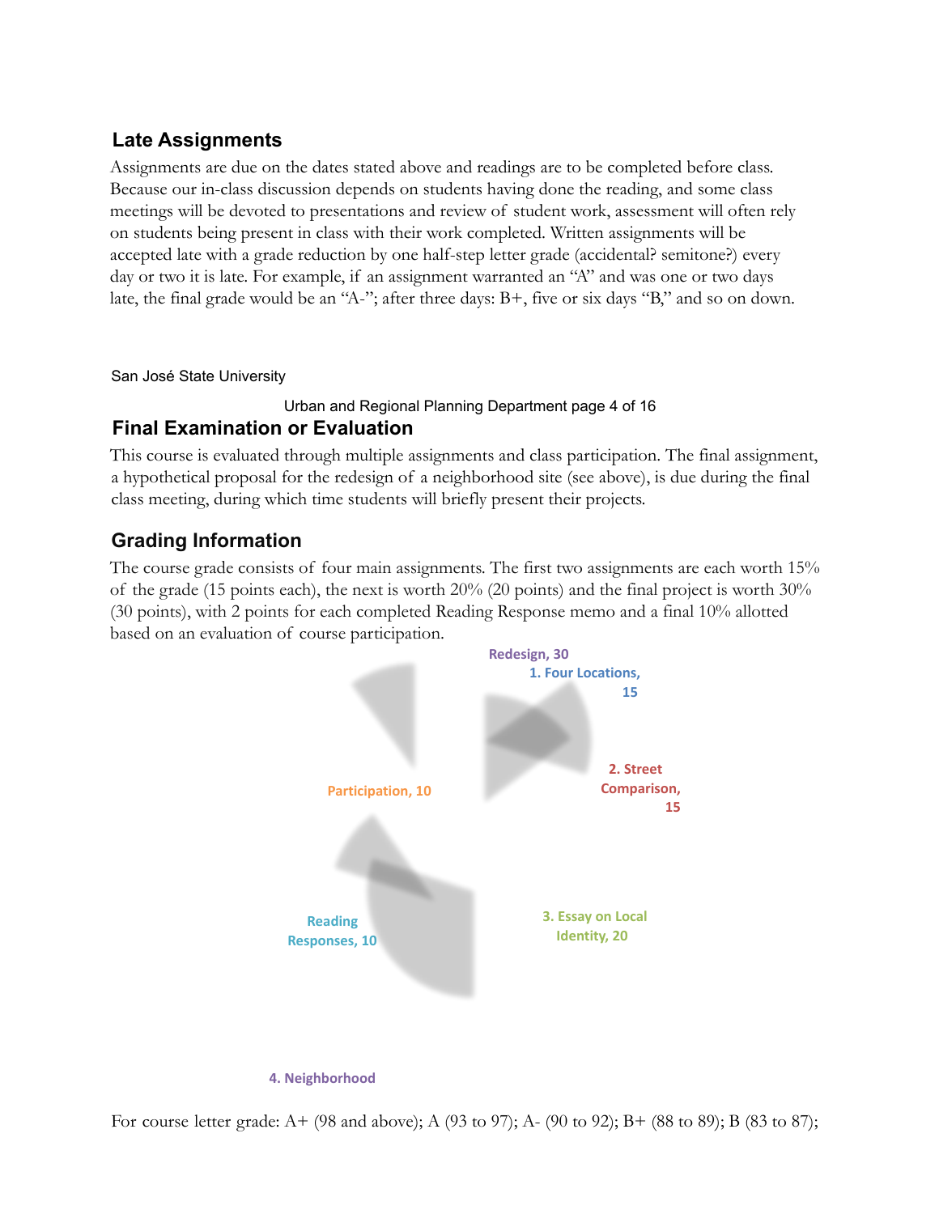### Late Assignments

Assignments are due on the dates stated above and readings are to be completed before class. Because our in-class discussion depends on students having done the reading, and some class meetings will be devoted to presentations and review of student work, assessment will often rely on students being present in class with their work completed. Written assignments will be accepted late with a grade reduction by one half-step letter grade (accidental? semitone?) every day or two it is late. For example, if an assignment warranted an "A" and was one or two days late, the final grade would be an "A-"; after three days: B+, five or six days "B," and so on down.

### Final Examination or Evaluation

This course is evaluated through multiple assignments and class participation. The final assignment, a hypothetical proposal for the redesign of a neighborhood site (see above), is due during the final class meeting, during which time students will briefly present their projects.

### Grading Information

The course grade consists of four main assignments. The first two assignments are each worth 15% of the grade (15 points each), the next is worth 20% (20 points) and the final project is worth 30% (30 points), with 2 points for each completed Reading Response memo and a final 10% allotted based on an evaluation of course participation.

1. Four Locations, 15

2. Street Comparison, 15

3. Essay on Local Identity, 20

4. Neighborhood Redesign, 30

Reading Responses, 10

Participation, 10

For course letter grade: A+ (98 and above); A (93 to 97); A- (90 to 92); B+ (88 to 89); B (83 to 87);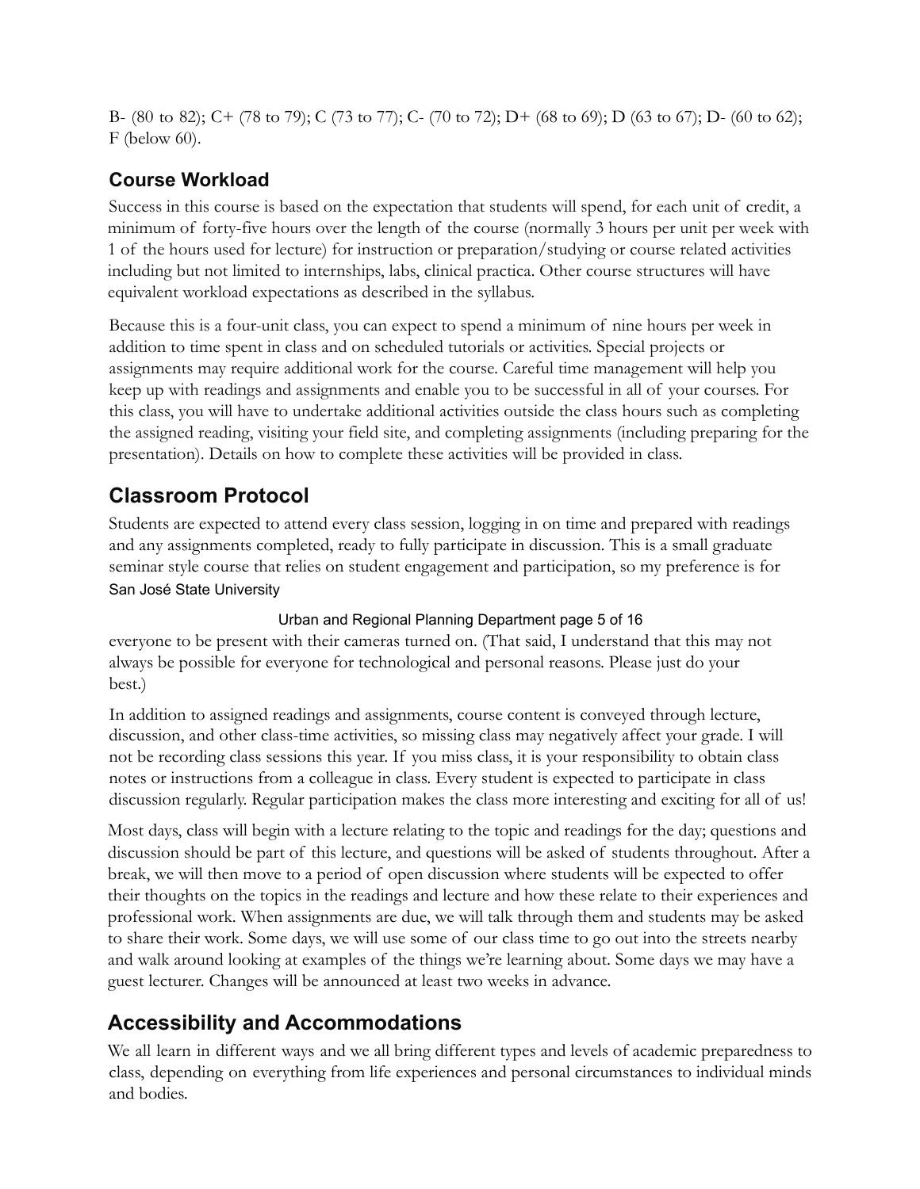B- (80 to 82); C+ (78 to 79); C (73 to 77); C- (70 to 72); D+ (68 to 69); D (63 to 67); D- (60 to 62); F (below 60).

## Course Workload

Success in this course is based on the expectation that students will spend, for each unit of credit, a minimum of forty-five hours over the length of the course (normally 3 hours per unit per week with 1 of the hours used for lecture) for instruction or preparation/studying or course related activities including but not limited to internships, labs, clinical practica. Other course structures will have equivalent workload expectations as described in the syllabus.

Because this is a four-unit class, you can expect to spend a minimum of nine hours per week in addition to time spent in class and on scheduled tutorials or activities. Special projects or assignments may require additional work for the course. Careful time management will help you keep up with readings and assignments and enable you to be successful in all of your courses. For this class, you will have to undertake additional activities outside the class hours such as completing the assigned reading, visiting your field site, and completing assignments (including preparing for the presentation). Details on how to complete these activities will be provided in class.

## Classroom Protocol

Students are expected to attend every class session, logging in on time and prepared with readings and any assignments completed, ready to fully participate in discussion. This is a small graduate seminar style course that relies on student engagement and participation, so my preference is for everyone to be present with their cameras turned on. (That said, I understand that this may not always be possible for everyone for technological and personal reasons. Please just do your best.)

In addition to assigned readings and assignments, course content is conveyed through lecture, discussion, and other class-time activities, so missing class may negatively affect your grade. I will not be recording class sessions this year. If you miss class, it is your responsibility to obtain class notes or instructions from a colleague in class. Every student is expected to participate in class discussion regularly. Regular participation makes the class more interesting and exciting for all of us!

Most days, class will begin with a lecture relating to the topic and readings for the day; questions and discussion should be part of this lecture, and questions will be asked of students throughout. After a break, we will then move to a period of open discussion where students will be expected to offer their thoughts on the topics in the readings and lecture and how these relate to their experiences and professional work. When assignments are due, we will talk through them and students may be asked to share their work. Some days, we will use some of our class time to go out into the streets nearby and walk around looking at examples of the things we're learning about. Some days we may have a guest lecturer. Changes will be announced at least two weeks in advance.

## Accessibility and Accommodations

We all learn in different ways and we all bring different types and levels of academic preparedness to class, depending on everything from life experiences and personal circumstances to individual minds and bodies.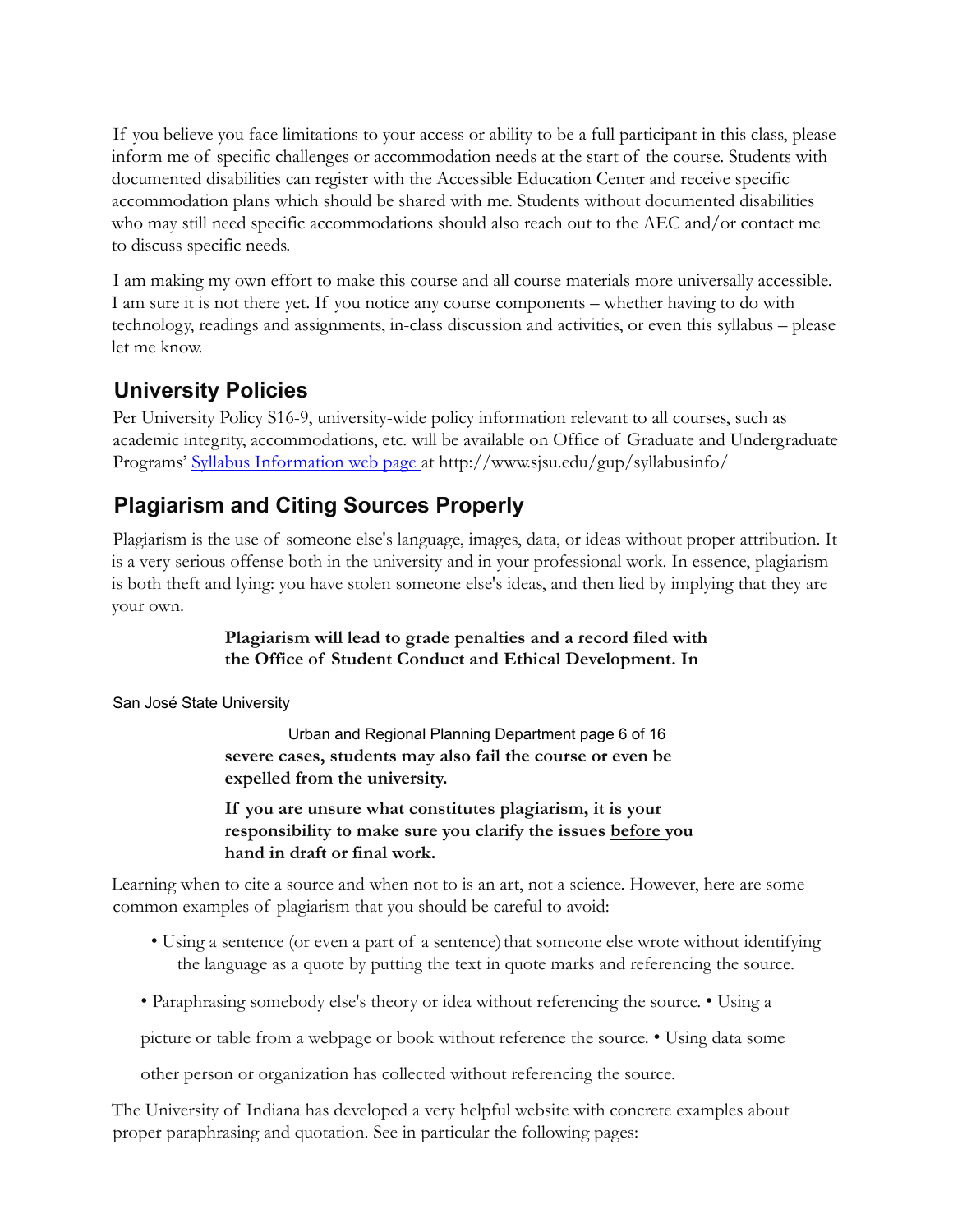If you believe you face limitations to your access or ability to be a full participant in this class, please inform me of specific challenges or accommodation needs at the start of the course. Students with documented disabilities can register with the Accessible Education Center and receive specific accommodation plans which should be shared with me. Students without documented disabilities who may still need specific accommodations should also reach out to the AEC and/or contact me to discuss specific needs.

I am making my own effort to make this course and all course materials more universally accessible. I am sure it is not there yet. If you notice any course components – whether having to do with technology, readings and assignments, in-class discussion and activities, or even this syllabus – please let me know.

## University Policies

Per University Policy S16-9, university-wide policy information relevant to all courses, such as academic integrity, accommodations, etc. will be available on Office of Graduate and Undergraduate Programs' [Syllabus Information web page](http://www.sjsu.edu/gup/syllabusinfo/) at http://www.sjsu.edu/gup/syllabusinfo/

## Plagiarism and Citing Sources Properly

Plagiarism is the use of someone else's language, images, data, or ideas without proper attribution. It is a very serious offense both in the university and in your professional work. In essence, plagiarism is both theft and lying: you have stolen someone else's ideas, and then lied by implying that they are your own.

> **Plagiarism will lead to grade penalties and a record filed with the Office of Student Conduct and Ethical Development. In severe cases, students may also fail the course or even be expelled from the university.**
>
> **If you are unsure what constitutes plagiarism, it is your responsibility to make sure you clarify the issues <u>before</u> you hand in draft or final work.**

Learning when to cite a source and when not to is an art, not a science. However, here are some common examples of plagiarism that you should be careful to avoid:

- Using a sentence (or even a part of a sentence) that someone else wrote without identifying the language as a quote by putting the text in quote marks and referencing the source.
- Paraphrasing somebody else's theory or idea without referencing the source.
- Using a picture or table from a webpage or book without reference the source.
- Using data some other person or organization has collected without referencing the source.

The University of Indiana has developed a very helpful website with concrete examples about proper paraphrasing and quotation. See in particular the following pages: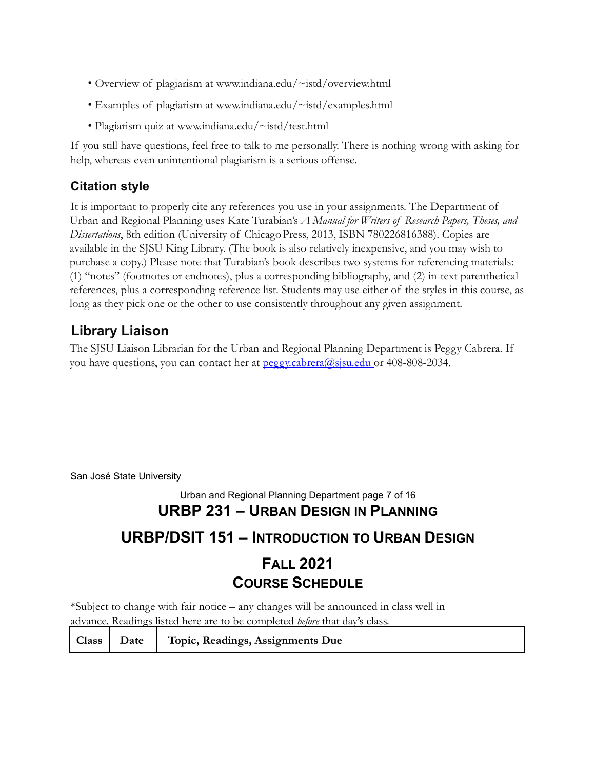- Overview of plagiarism at www.indiana.edu/~istd/overview.html
- Examples of plagiarism at www.indiana.edu/~istd/examples.html
- Plagiarism quiz at www.indiana.edu/~istd/test.html

If you still have questions, feel free to talk to me personally. There is nothing wrong with asking for help, whereas even unintentional plagiarism is a serious offense.

### Citation style

It is important to properly cite any references you use in your assignments. The Department of Urban and Regional Planning uses Kate Turabian's *A Manual for Writers of Research Papers, Theses, and Dissertations*, 8th edition (University of Chicago Press, 2013, ISBN 780226816388). Copies are available in the SJSU King Library. (The book is also relatively inexpensive, and you may wish to purchase a copy.) Please note that Turabian's book describes two systems for referencing materials: (1) "notes" (footnotes or endnotes), plus a corresponding bibliography, and (2) in-text parenthetical references, plus a corresponding reference list. Students may use either of the styles in this course, as long as they pick one or the other to use consistently throughout any given assignment.

### Library Liaison

The SJSU Liaison Librarian for the Urban and Regional Planning Department is Peggy Cabrera. If you have questions, you can contact her at [peggy.cabrera@sjsu.edu](mailto:peggy.cabrera@sjsu.edu) or 408-808-2034.

## URBP 231 – Urban Design in Planning

## URBP/DSIT 151 – Introduction to Urban Design

## Fall 2021

## Course Schedule

*Subject to change with fair notice – any changes will be announced in class well in advance. Readings listed here are to be completed *before* that day's class.

| Class | Date | Topic, Readings, Assignments Due |
| --- | --- | --- |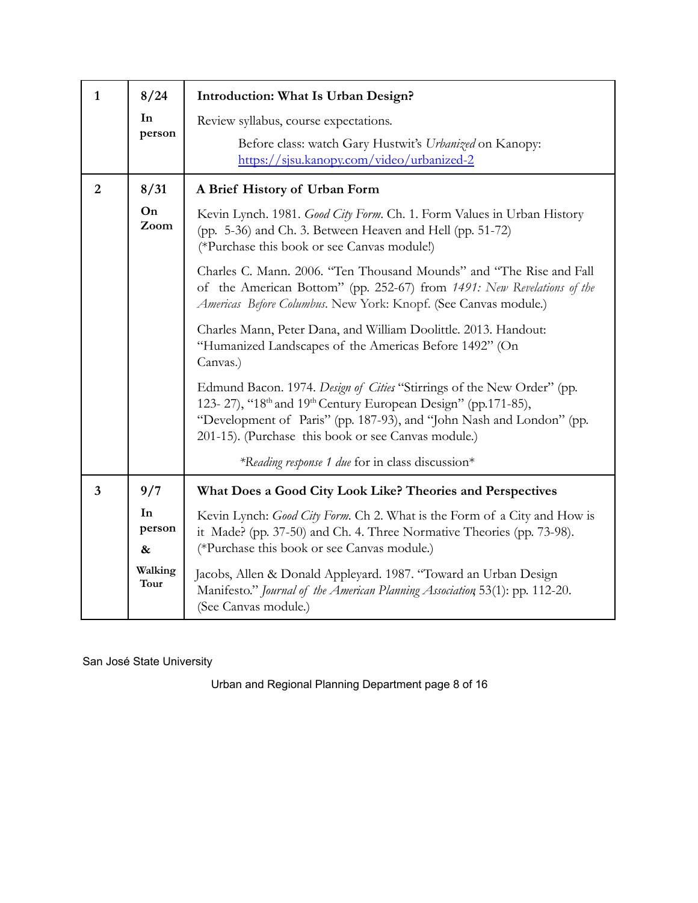| 1 | 8/24<br>In person | **Introduction: What Is Urban Design?**<br><br>Review syllabus, course expectations.<br><br>Before class: watch Gary Hustwit's *Urbanized* on Kanopy: [https://sjsu.kanopy.com/video/urbanized-2](https://sjsu.kanopy.com/video/urbanized-2) |
|---|---|---|
| 2 | 8/31<br>On Zoom | **A Brief History of Urban Form**<br><br>Kevin Lynch. 1981. *Good City Form*. Ch. 1. Form Values in Urban History (pp. 5-36) and Ch. 3. Between Heaven and Hell (pp. 51-72) (*Purchase this book or see Canvas module!)<br><br>Charles C. Mann. 2006. "Ten Thousand Mounds" and "The Rise and Fall of the American Bottom" (pp. 252-67) from *1491: New Revelations of the Americas Before Columbus*. New York: Knopf. (See Canvas module.)<br><br>Charles Mann, Peter Dana, and William Doolittle. 2013. Handout: "Humanized Landscapes of the Americas Before 1492" (On Canvas.)<br><br>Edmund Bacon. 1974. *Design of Cities* "Stirrings of the New Order" (pp. 123- 27), "18th and 19th Century European Design" (pp.171-85), "Development of Paris" (pp. 187-93), and "John Nash and London" (pp. 201-15). (Purchase this book or see Canvas module.)<br><br>*\*Reading response 1 due* for in class discussion* |
| 3 | 9/7<br>In person<br>&<br>Walking Tour | **What Does a Good City Look Like? Theories and Perspectives**<br><br>Kevin Lynch: *Good City Form*. Ch 2. What is the Form of a City and How is it Made? (pp. 37-50) and Ch. 4. Three Normative Theories (pp. 73-98). (*Purchase this book or see Canvas module.)<br><br>Jacobs, Allen & Donald Appleyard. 1987. "Toward an Urban Design Manifesto." *Journal of the American Planning Association*, 53(1): pp. 112-20. (See Canvas module.) |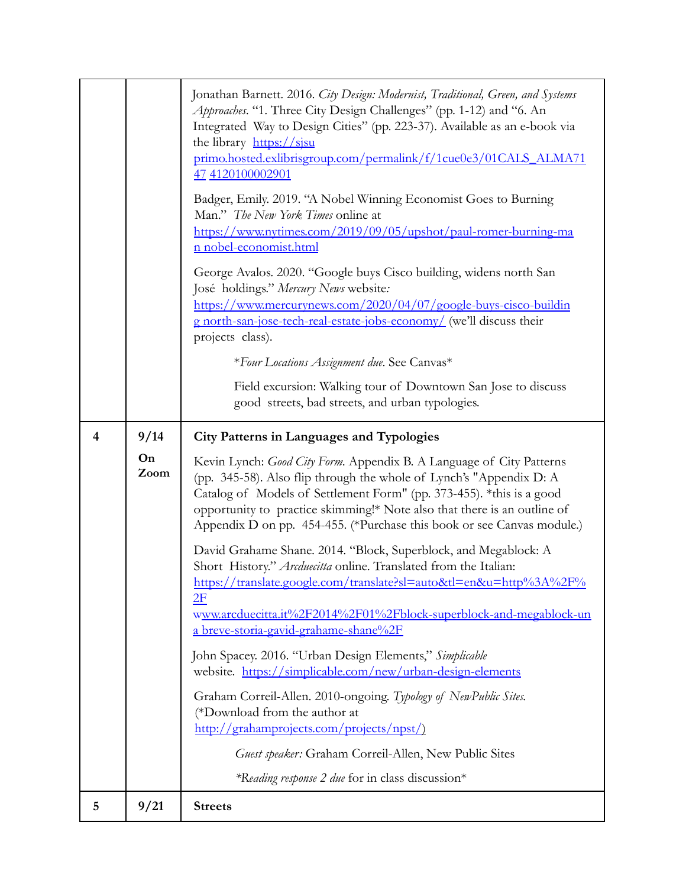| | | |
|---|---|---|
| | | Jonathan Barnett. 2016. *City Design: Modernist, Traditional, Green, and Systems Approaches*. "1. Three City Design Challenges" (pp. 1-12) and "6. An Integrated Way to Design Cities" (pp. 223-37). Available as an e-book via the library https://sjsu primo.hosted.exlibrisgroup.com/permalink/f/1cue0e3/01CALS_ALMA7147 4120100002901<br><br>Badger, Emily. 2019. "A Nobel Winning Economist Goes to Burning Man." *The New York Times* online at https://www.nytimes.com/2019/09/05/upshot/paul-romer-burning-man nobel-economist.html<br><br>George Avalos. 2020. "Google buys Cisco building, widens north San José holdings." *Mercury News* website*:* https://www.mercurynews.com/2020/04/07/google-buys-cisco-building north-san-jose-tech-real-estate-jobs-economy/ (we'll discuss their projects class).<br><br>*\*Four Locations Assignment due*. See Canvas\*<br><br>Field excursion: Walking tour of Downtown San Jose to discuss good streets, bad streets, and urban typologies. |
| **4** | **9/14**<br><br>**On Zoom** | **City Patterns in Languages and Typologies**<br><br>Kevin Lynch: *Good City Form*. Appendix B. A Language of City Patterns (pp. 345-58). Also flip through the whole of Lynch's "Appendix D: A Catalog of Models of Settlement Form" (pp. 373-455). \*this is a good opportunity to practice skimming!\* Note also that there is an outline of Appendix D on pp. 454-455. (\*Purchase this book or see Canvas module.)<br><br>David Grahame Shane. 2014. "Block, Superblock, and Megablock: A Short History." *Arcduecitta* online. Translated from the Italian: https://translate.google.com/translate?sl=auto&tl=en&u=http%3A%2F%2F www.arcduecitta.it%2F2014%2F01%2Fblock-superblock-and-megablock-una breve-storia-gavid-grahame-shane%2F<br><br>John Spacey. 2016. "Urban Design Elements," *Simplicable* website. https://simplicable.com/new/urban-design-elements<br><br>Graham Correil-Allen. 2010-ongoing. *Typology of NewPublic Sites.* (\*Download from the author at http://grahamprojects.com/projects/npst/)<br><br>*Guest speaker:* Graham Correil-Allen, New Public Sites<br><br>*\*Reading response 2 due* for in class discussion\* |
| **5** | **9/21** | **Streets** |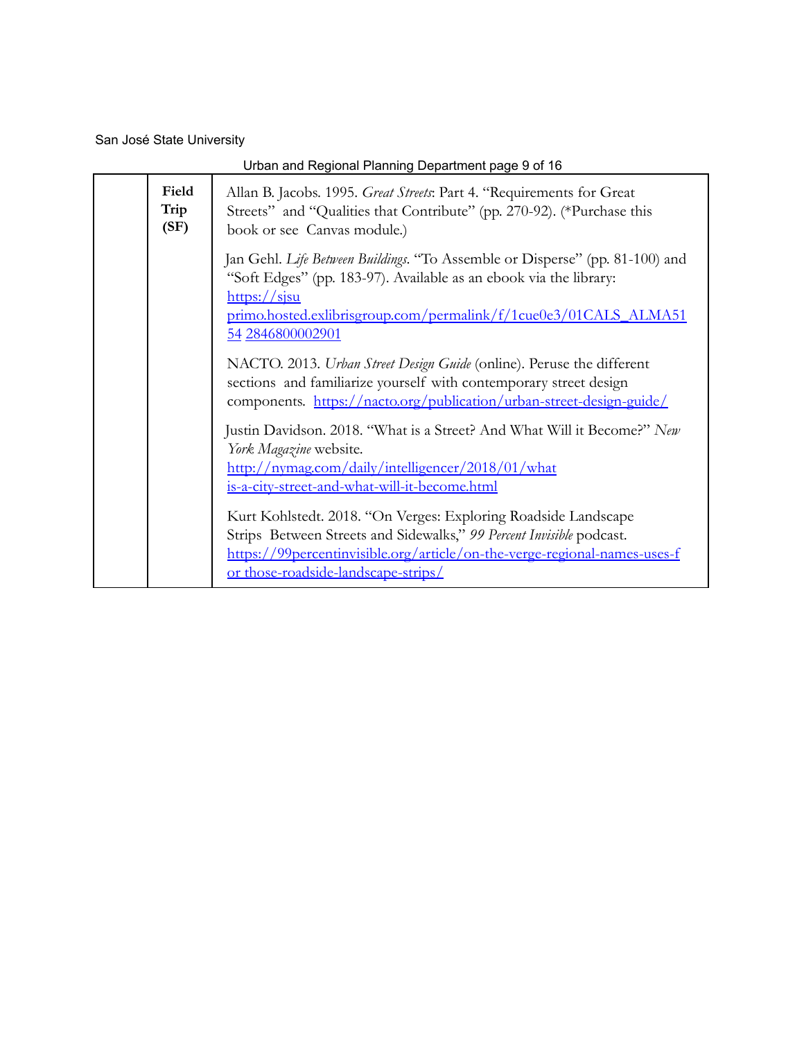| | | |
|---|---|---|
| | **Field Trip (SF)** | Allan B. Jacobs. 1995. *Great Streets*: Part 4. "Requirements for Great Streets" and "Qualities that Contribute" (pp. 270-92). (*Purchase this book or see Canvas module.)<br><br>Jan Gehl. *Life Between Buildings*. "To Assemble or Disperse" (pp. 81-100) and "Soft Edges" (pp. 183-97). Available as an ebook via the library: https://sjsu primo.hosted.exlibrisgroup.com/permalink/f/1cue0e3/01CALS_ALMA5154 2846800002901<br><br>NACTO. 2013. *Urban Street Design Guide* (online). Peruse the different sections and familiarize yourself with contemporary street design components. https://nacto.org/publication/urban-street-design-guide/<br><br>Justin Davidson. 2018. "What is a Street? And What Will it Become?" *New York Magazine* website. http://nymag.com/daily/intelligencer/2018/01/what is-a-city-street-and-what-will-it-become.html<br><br>Kurt Kohlstedt. 2018. "On Verges: Exploring Roadside Landscape Strips Between Streets and Sidewalks," *99 Percent Invisible* podcast. https://99percentinvisible.org/article/on-the-verge-regional-names-uses-f or those-roadside-landscape-strips/ |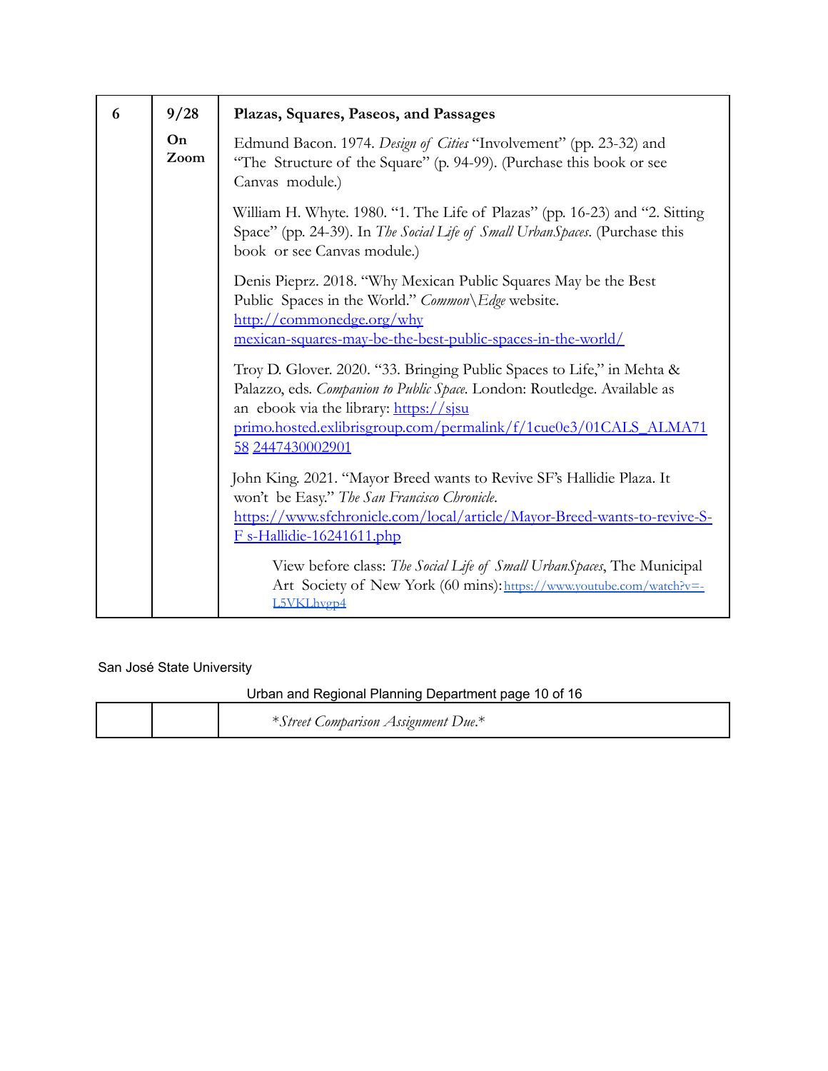| 6 | 9/28<br><br>**On Zoom** | **Plazas, Squares, Paseos, and Passages**<br><br>Edmund Bacon. 1974. *Design of Cities* "Involvement" (pp. 23-32) and "The Structure of the Square" (p. 94-99). (Purchase this book or see Canvas module.)<br><br>William H. Whyte. 1980. "1. The Life of Plazas" (pp. 16-23) and "2. Sitting Space" (pp. 24-39). In *The Social Life of Small UrbanSpaces*. (Purchase this book or see Canvas module.)<br><br>Denis Pieprz. 2018. "Why Mexican Public Squares May be the Best Public Spaces in the World." *Common\Edge* website. http://commonedge.org/why mexican-squares-may-be-the-best-public-spaces-in-the-world/<br><br>Troy D. Glover. 2020. "33. Bringing Public Spaces to Life," in Mehta & Palazzo, eds. *Companion to Public Space*. London: Routledge. Available as an ebook via the library: https://sjsu primo.hosted.exlibrisgroup.com/permalink/f/1cue0e3/01CALS_ALMA7158 2447430002901<br><br>John King. 2021. "Mayor Breed wants to Revive SF's Hallidie Plaza. It won't be Easy." *The San Francisco Chronicle*. https://www.sfchronicle.com/local/article/Mayor-Breed-wants-to-revive-S-F s-Hallidie-16241611.php<br><br>View before class: *The Social Life of Small UrbanSpaces*, The Municipal Art Society of New York (60 mins): https://www.youtube.com/watch?v=-L5VKLhvgp4 |
|---|---|---|
| | | **Street Comparison Assignment Due.* |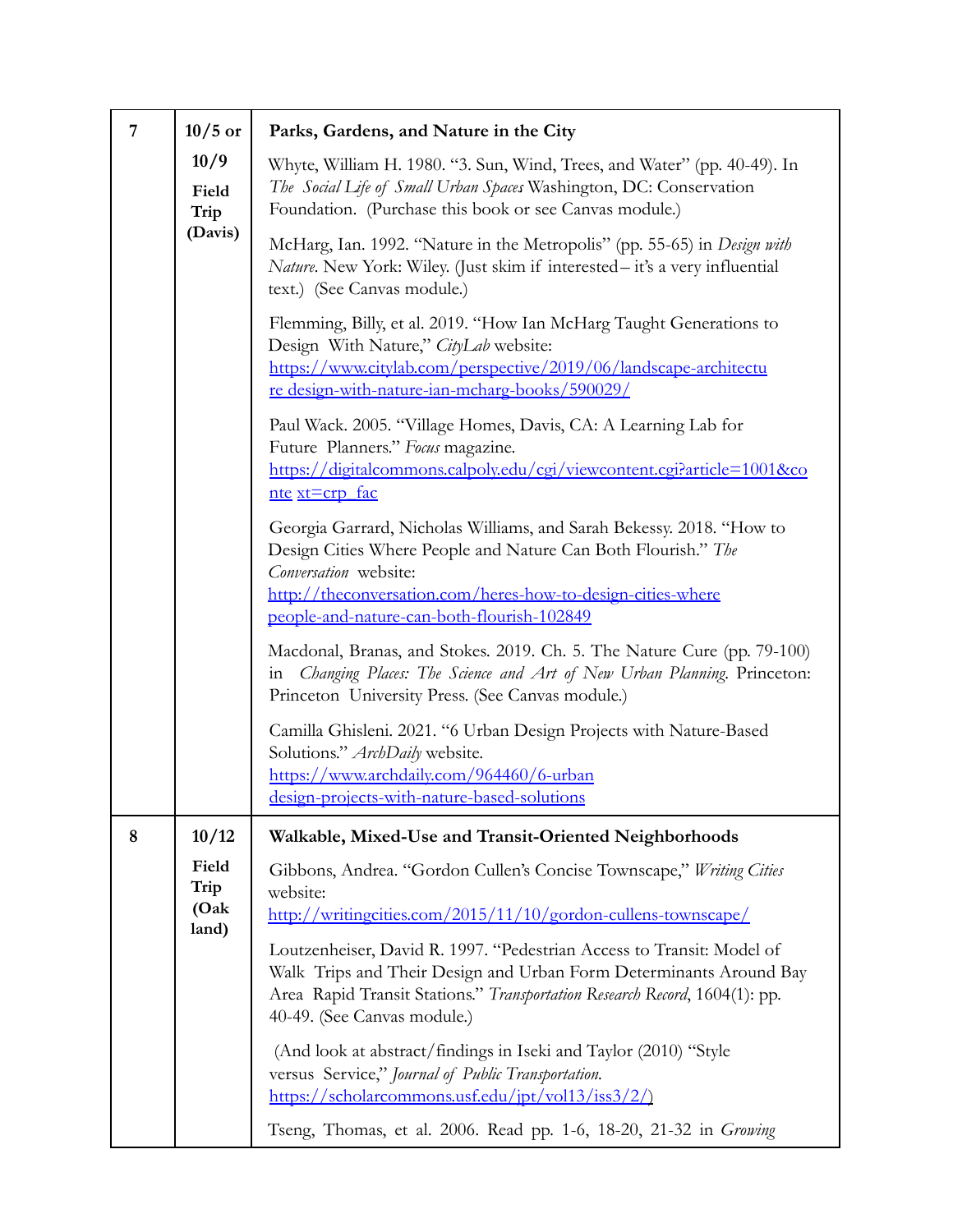| | | |
|---|---|---|
| 7 | 10/5 or 10/9 **Field Trip (Davis)** | **Parks, Gardens, and Nature in the City**<br><br>Whyte, William H. 1980. "3. Sun, Wind, Trees, and Water" (pp. 40-49). In *The Social Life of Small Urban Spaces* Washington, DC: Conservation Foundation. (Purchase this book or see Canvas module.)<br><br>McHarg, Ian. 1992. "Nature in the Metropolis" (pp. 55-65) in *Design with Nature*. New York: Wiley. (Just skim if interested – it's a very influential text.) (See Canvas module.)<br><br>Flemming, Billy, et al. 2019. "How Ian McHarg Taught Generations to Design With Nature," *CityLab* website: https://www.citylab.com/perspective/2019/06/landscape-architecture design-with-nature-ian-mcharg-books/590029/<br><br>Paul Wack. 2005. "Village Homes, Davis, CA: A Learning Lab for Future Planners." *Focus* magazine. https://digitalcommons.calpoly.edu/cgi/viewcontent.cgi?article=1001&conte xt=crp_fac<br><br>Georgia Garrard, Nicholas Williams, and Sarah Bekessy. 2018. "How to Design Cities Where People and Nature Can Both Flourish." *The Conversation* website: http://theconversation.com/heres-how-to-design-cities-where people-and-nature-can-both-flourish-102849<br><br>Macdonal, Branas, and Stokes. 2019. Ch. 5. The Nature Cure (pp. 79-100) in *Changing Places: The Science and Art of New Urban Planning*. Princeton: Princeton University Press. (See Canvas module.)<br><br>Camilla Ghisleni. 2021. "6 Urban Design Projects with Nature-Based Solutions." *ArchDaily* website. https://www.archdaily.com/964460/6-urban design-projects-with-nature-based-solutions |
| 8 | 10/12 **Field Trip (Oak land)** | **Walkable, Mixed-Use and Transit-Oriented Neighborhoods**<br><br>Gibbons, Andrea. "Gordon Cullen's Concise Townscape," *Writing Cities* website: http://writingcities.com/2015/11/10/gordon-cullens-townscape/<br><br>Loutzenheiser, David R. 1997. "Pedestrian Access to Transit: Model of Walk Trips and Their Design and Urban Form Determinants Around Bay Area Rapid Transit Stations." *Transportation Research Record*, 1604(1): pp. 40-49. (See Canvas module.)<br><br>(And look at abstract/findings in Iseki and Taylor (2010) "Style versus Service," *Journal of Public Transportation*. https://scholarcommons.usf.edu/jpt/vol13/iss3/2/)<br><br>Tseng, Thomas, et al. 2006. Read pp. 1-6, 18-20, 21-32 in *Growing* |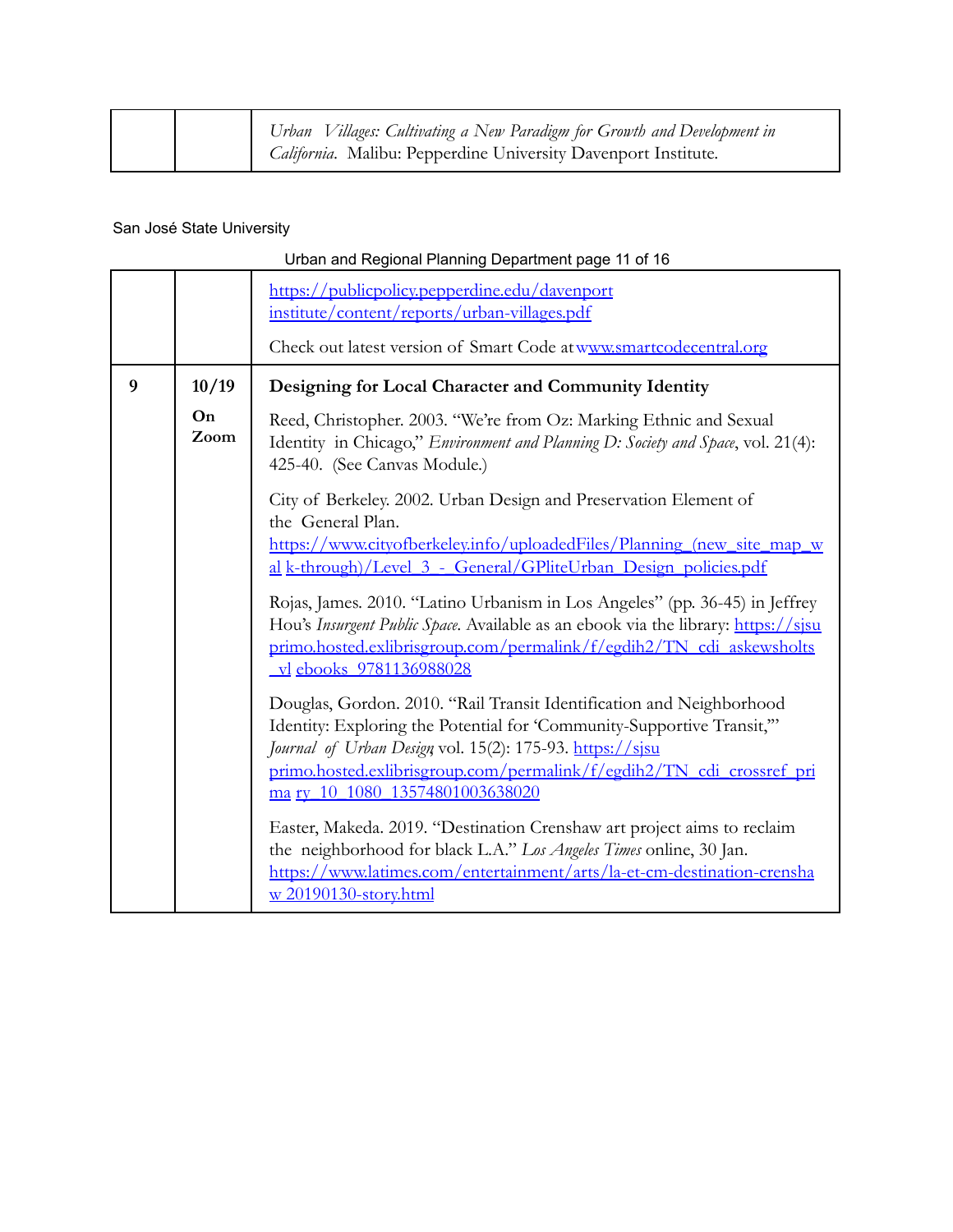| | | |
|---|---|---|
| | | *Urban Villages: Cultivating a New Paradigm for Growth and Development in California*. Malibu: Pepperdine University Davenport Institute. |
| | | https://publicpolicy.pepperdine.edu/davenport institute/content/reports/urban-villages.pdf<br><br>Check out latest version of Smart Code at www.smartcodecentral.org |
| 9 | 10/19<br><br>**On Zoom** | **Designing for Local Character and Community Identity**<br><br>Reed, Christopher. 2003. "We're from Oz: Marking Ethnic and Sexual Identity in Chicago," *Environment and Planning D: Society and Space*, vol. 21(4): 425-40. (See Canvas Module.)<br><br>City of Berkeley. 2002. Urban Design and Preservation Element of the General Plan. https://www.cityofberkeley.info/uploadedFiles/Planning_(new_site_map_wal k-through)/Level_3_-_General/GPliteUrban_Design_policies.pdf<br><br>Rojas, James. 2010. "Latino Urbanism in Los Angeles" (pp. 36-45) in Jeffrey Hou's *Insurgent Public Space*. Available as an ebook via the library: https://sjsu primo.hosted.exlibrisgroup.com/permalink/f/egdih2/TN_cdi_askewsholts_vl ebooks_9781136988028<br><br>Douglas, Gordon. 2010. "Rail Transit Identification and Neighborhood Identity: Exploring the Potential for 'Community-Supportive Transit,'" *Journal of Urban Design*, vol. 15(2): 175-93. https://sjsu primo.hosted.exlibrisgroup.com/permalink/f/egdih2/TN_cdi_crossref_prima ry_10_1080_13574801003638020<br><br>Easter, Makeda. 2019. "Destination Crenshaw art project aims to reclaim the neighborhood for black L.A." *Los Angeles Times* online, 30 Jan. https://www.latimes.com/entertainment/arts/la-et-cm-destination-crensha w 20190130-story.html |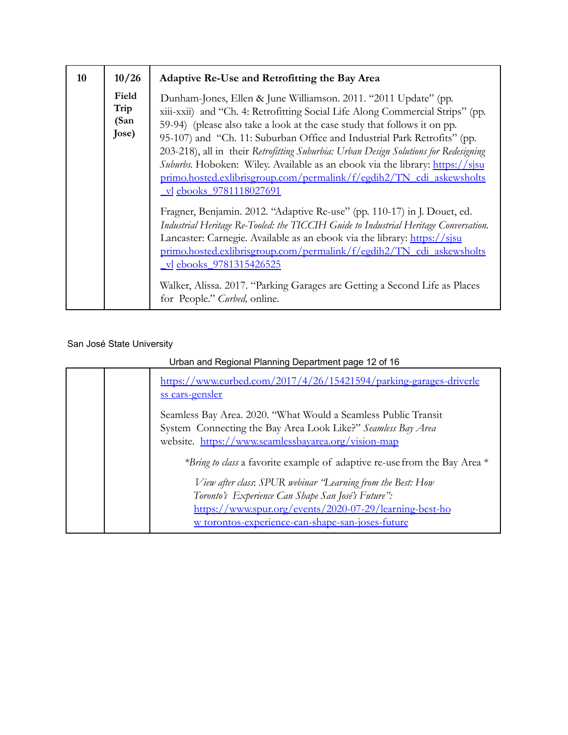| 10 | 10/26<br><br>**Field Trip (San Jose)** | **Adaptive Re-Use and Retrofitting the Bay Area**<br><br>Dunham-Jones, Ellen & June Williamson. 2011. "2011 Update" (pp. xiii-xxii) and "Ch. 4: Retrofitting Social Life Along Commercial Strips" (pp. 59-94) (please also take a look at the case study that follows it on pp. 95-107) and "Ch. 11: Suburban Office and Industrial Park Retrofits" (pp. 203-218), all in their *Retrofitting Suburbia: Urban Design Solutions for Redesigning Suburbs.* Hoboken: Wiley. Available as an ebook via the library: https://sjsu primo.hosted.exlibrisgroup.com/permalink/f/egdih2/TN_cdi_askewsholts _vl ebooks_9781118027691<br><br>Fragner, Benjamin. 2012. "Adaptive Re-use" (pp. 110-17) in J. Douet, ed. *Industrial Heritage Re-Tooled: the TICCIH Guide to Industrial Heritage Conversation.* Lancaster: Carnegie. Available as an ebook via the library: https://sjsu primo.hosted.exlibrisgroup.com/permalink/f/egdih2/TN_cdi_askewsholts _vl ebooks_9781315426525<br><br>Walker, Alissa. 2017. "Parking Garages are Getting a Second Life as Places for People." *Curbed,* online. https://www.curbed.com/2017/4/26/15421594/parking-garages-driverle ss cars-gensler<br><br>Seamless Bay Area. 2020. "What Would a Seamless Public Transit System Connecting the Bay Area Look Like?" *Seamless Bay Area* website. https://www.seamlessbayarea.org/vision-map<br><br>**Bring to class* a favorite example of adaptive re-use from the Bay Area *<br><br>*View after class*: *SPUR webinar "Learning from the Best: How Toronto's Experience Can Shape San José's Future":* https://www.spur.org/events/2020-07-29/learning-best-ho w torontos-experience-can-shape-san-joses-future |
|---|---|---|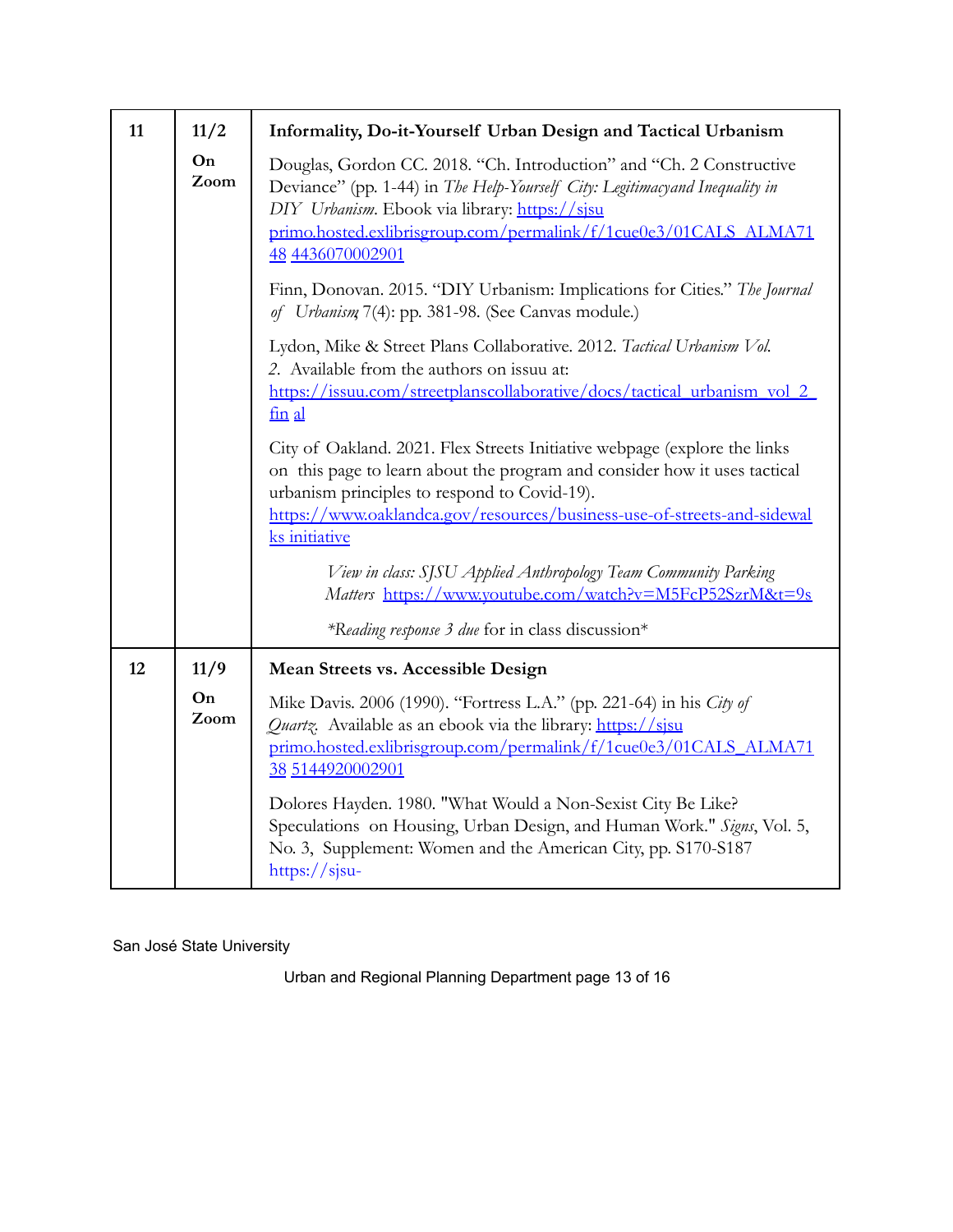| | | |
|---|---|---|
| 11 | 11/2<br><br>**On Zoom** | **Informality, Do-it-Yourself Urban Design and Tactical Urbanism**<br><br>Douglas, Gordon CC. 2018. "Ch. Introduction" and "Ch. 2 Constructive Deviance" (pp. 1-44) in *The Help-Yourself City: Legitimacyand Inequality in DIY Urbanism*. Ebook via library: https://sjsu primo.hosted.exlibrisgroup.com/permalink/f/1cue0e3/01CALS_ALMA71 48 4436070002901<br><br>Finn, Donovan. 2015. "DIY Urbanism: Implications for Cities." *The Journal of Urbanism* 7(4): pp. 381-98. (See Canvas module.)<br><br>Lydon, Mike & Street Plans Collaborative. 2012. *Tactical Urbanism Vol. 2*. Available from the authors on issuu at: https://issuu.com/streetplanscollaborative/docs/tactical_urbanism_vol_2_fin al<br><br>City of Oakland. 2021. Flex Streets Initiative webpage (explore the links on this page to learn about the program and consider how it uses tactical urbanism principles to respond to Covid-19). https://www.oaklandca.gov/resources/business-use-of-streets-and-sidewal ks initiative<br><br>*View in class: SJSU Applied Anthropology Team Community Parking Matters* https://www.youtube.com/watch?v=M5FcP52SzrM&t=9s<br><br>**Reading response 3 due* for in class discussion* |
| 12 | 11/9<br><br>**On Zoom** | **Mean Streets vs. Accessible Design**<br><br>Mike Davis. 2006 (1990). "Fortress L.A." (pp. 221-64) in his *City of Quartz*. Available as an ebook via the library: https://sjsu primo.hosted.exlibrisgroup.com/permalink/f/1cue0e3/01CALS_ALMA71 38 5144920002901<br><br>Dolores Hayden. 1980. "What Would a Non-Sexist City Be Like? Speculations on Housing, Urban Design, and Human Work." *Signs*, Vol. 5, No. 3, Supplement: Women and the American City, pp. S170-S187 https://sjsu- |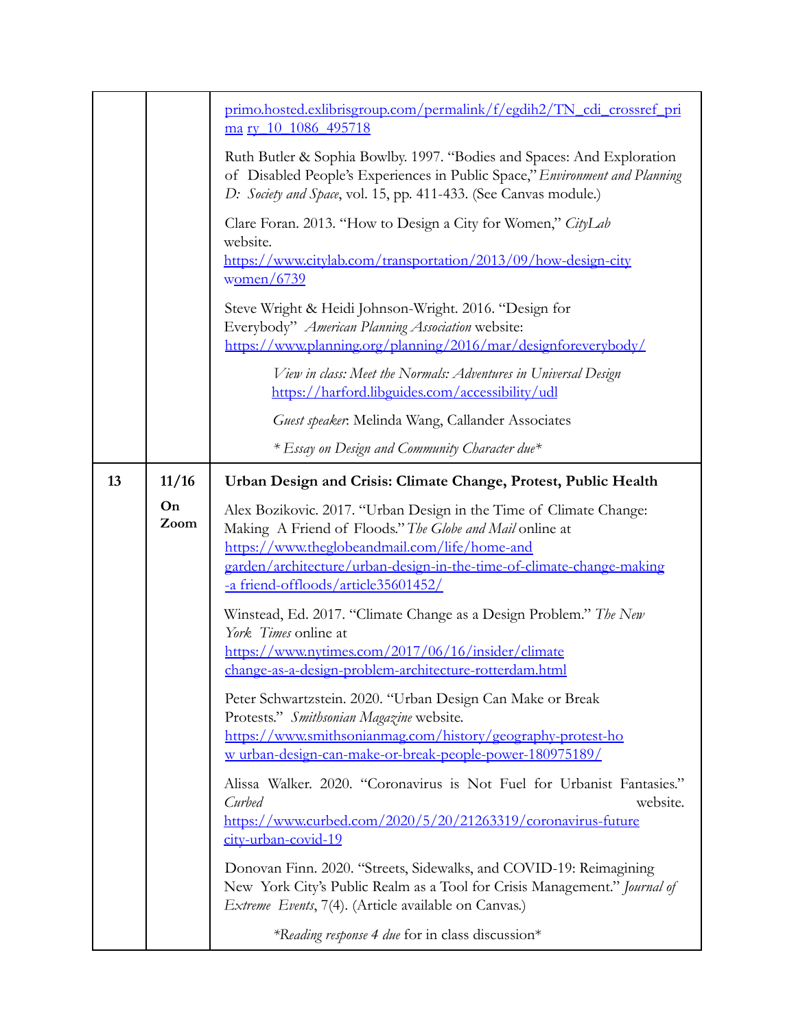| | | |
|---|---|---|
| | | primo.hosted.exlibrisgroup.com/permalink/f/egdih2/TN_cdi_crossref_prima ry_10_1086_495718<br><br>Ruth Butler & Sophia Bowlby. 1997. "Bodies and Spaces: And Exploration of Disabled People's Experiences in Public Space," *Environment and Planning D: Society and Space*, vol. 15, pp. 411-433. (See Canvas module.)<br><br>Clare Foran. 2013. "How to Design a City for Women," *CityLab* website. https://www.citylab.com/transportation/2013/09/how-design-city women/6739<br><br>Steve Wright & Heidi Johnson-Wright. 2016. "Design for Everybody" *American Planning Association* website: https://www.planning.org/planning/2016/mar/designforeverybody/<br><br>*View in class: Meet the Normals: Adventures in Universal Design* https://harford.libguides.com/accessibility/udl<br><br>*Guest speaker*: Melinda Wang, Callander Associates<br><br>*\* Essay on Design and Community Character due\** |
| **13** | **11/16**<br><br>**On Zoom** | **Urban Design and Crisis: Climate Change, Protest, Public Health**<br><br>Alex Bozikovic. 2017. "Urban Design in the Time of Climate Change: Making A Friend of Floods." *The Globe and Mail* online at https://www.theglobeandmail.com/life/home-and garden/architecture/urban-design-in-the-time-of-climate-change-making -a friend-offloods/article35601452/<br><br>Winstead, Ed. 2017. "Climate Change as a Design Problem." *The New York Times* online at https://www.nytimes.com/2017/06/16/insider/climate change-as-a-design-problem-architecture-rotterdam.html<br><br>Peter Schwartzstein. 2020. "Urban Design Can Make or Break Protests." *Smithsonian Magazine* website. https://www.smithsonianmag.com/history/geography-protest-ho w urban-design-can-make-or-break-people-power-180975189/<br><br>Alissa Walker. 2020. "Coronavirus is Not Fuel for Urbanist Fantasies." *Curbed* website. https://www.curbed.com/2020/5/20/21263319/coronavirus-future city-urban-covid-19<br><br>Donovan Finn. 2020. "Streets, Sidewalks, and COVID-19: Reimagining New York City's Public Realm as a Tool for Crisis Management." *Journal of Extreme Events*, 7(4). (Article available on Canvas.)<br><br>*\*Reading response 4 due* for in class discussion\* |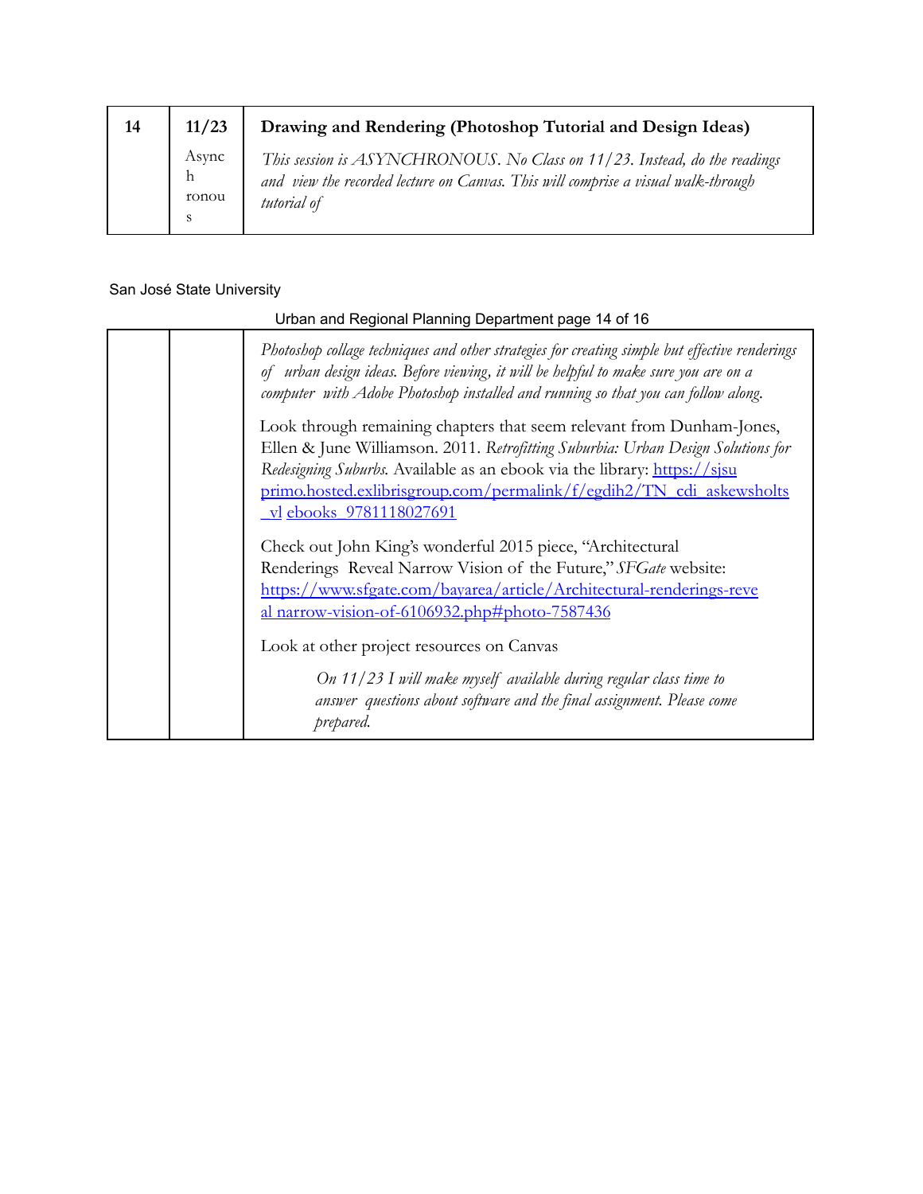| 14 | 11/23 Asynchronous | **Drawing and Rendering (Photoshop Tutorial and Design Ideas)** *This session is ASYNCHRONOUS. No Class on 11/23. Instead, do the readings and view the recorded lecture on Canvas. This will comprise a visual walk-through tutorial of Photoshop collage techniques and other strategies for creating simple but effective renderings of urban design ideas. Before viewing, it will be helpful to make sure you are on a computer with Adobe Photoshop installed and running so that you can follow along.* Look through remaining chapters that seem relevant from Dunham-Jones, Ellen & June Williamson. 2011. *Retrofitting Suburbia: Urban Design Solutions for Redesigning Suburbs.* Available as an ebook via the library: [https://sjsuprimo.hosted.exlibrisgroup.com/permalink/f/egdih2/TN_cdi_askewsholts_vlebooks_9781118027691](https://sjsuprimo.hosted.exlibrisgroup.com/permalink/f/egdih2/TN_cdi_askewsholts_vlebooks_9781118027691) Check out John King's wonderful 2015 piece, "Architectural Renderings Reveal Narrow Vision of the Future," *SFGate* website: [https://www.sfgate.com/bayarea/article/Architectural-renderings-reveal-narrow-vision-of-6106932.php#photo-7587436](https://www.sfgate.com/bayarea/article/Architectural-renderings-reveal-narrow-vision-of-6106932.php#photo-7587436) Look at other project resources on Canvas *On 11/23 I will make myself available during regular class time to answer questions about software and the final assignment. Please come prepared.* |
|---|---|---|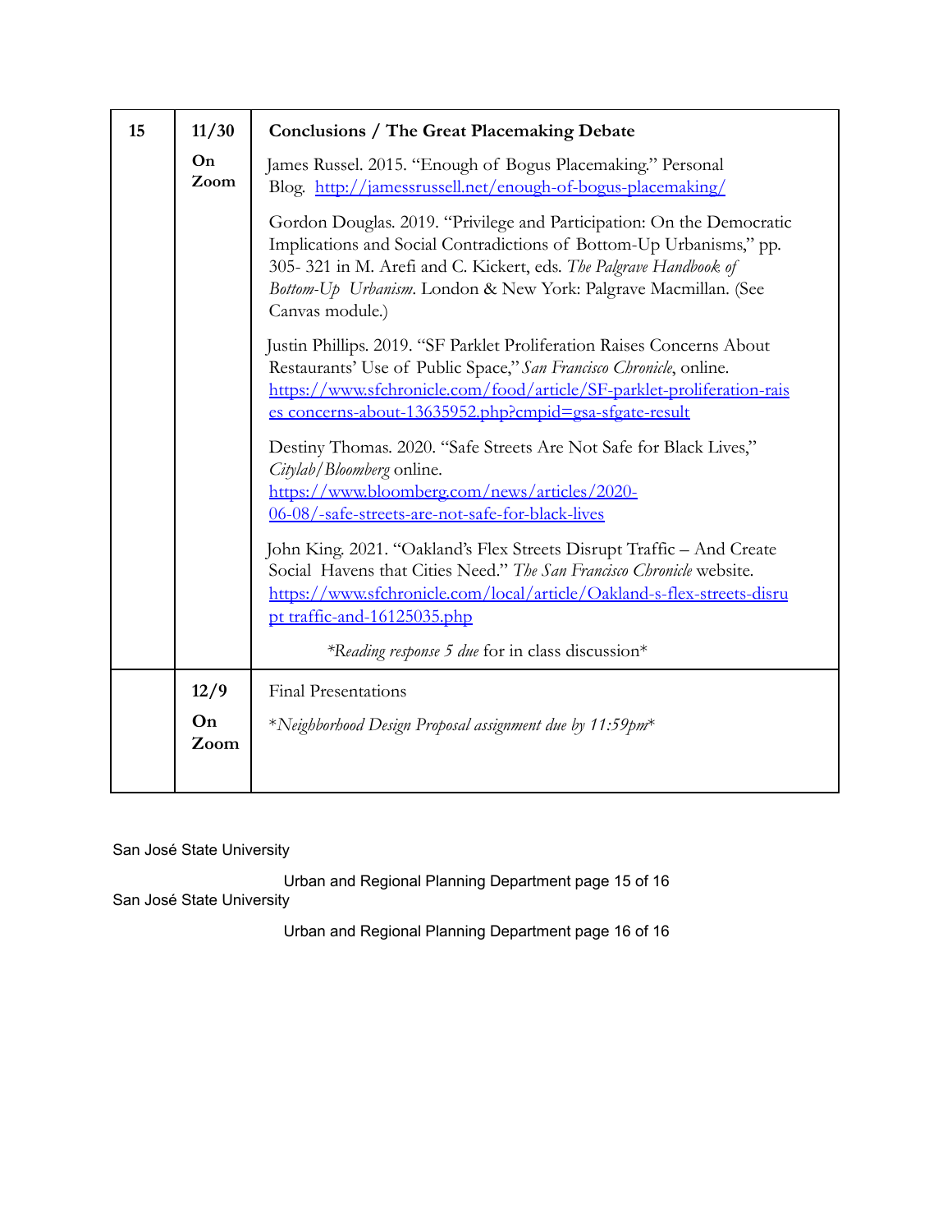| | | |
|---|---|---|
| 15 | 11/30<br><br>On Zoom | **Conclusions / The Great Placemaking Debate**<br><br>James Russel. 2015. "Enough of Bogus Placemaking." Personal Blog. http://jamessrussell.net/enough-of-bogus-placemaking/<br><br>Gordon Douglas. 2019. "Privilege and Participation: On the Democratic Implications and Social Contradictions of Bottom-Up Urbanisms," pp. 305- 321 in M. Arefi and C. Kickert, eds. *The Palgrave Handbook of Bottom-Up Urbanism*. London & New York: Palgrave Macmillan. (See Canvas module.)<br><br>Justin Phillips. 2019. "SF Parklet Proliferation Raises Concerns About Restaurants' Use of Public Space," *San Francisco Chronicle*, online. https://www.sfchronicle.com/food/article/SF-parklet-proliferation-rais es concerns-about-13635952.php?cmpid=gsa-sfgate-result<br><br>Destiny Thomas. 2020. "Safe Streets Are Not Safe for Black Lives," *Citylab/Bloomberg* online. https://www.bloomberg.com/news/articles/2020-06-08/-safe-streets-are-not-safe-for-black-lives<br><br>John King. 2021. "Oakland's Flex Streets Disrupt Traffic – And Create Social Havens that Cities Need." *The San Francisco Chronicle* website. https://www.sfchronicle.com/local/article/Oakland-s-flex-streets-disru pt traffic-and-16125035.php<br><br>*\*Reading response 5 due* for in class discussion\* |
| | 12/9<br><br>On Zoom | Final Presentations<br><br>*\*Neighborhood Design Proposal assignment due by 11:59pm\** |